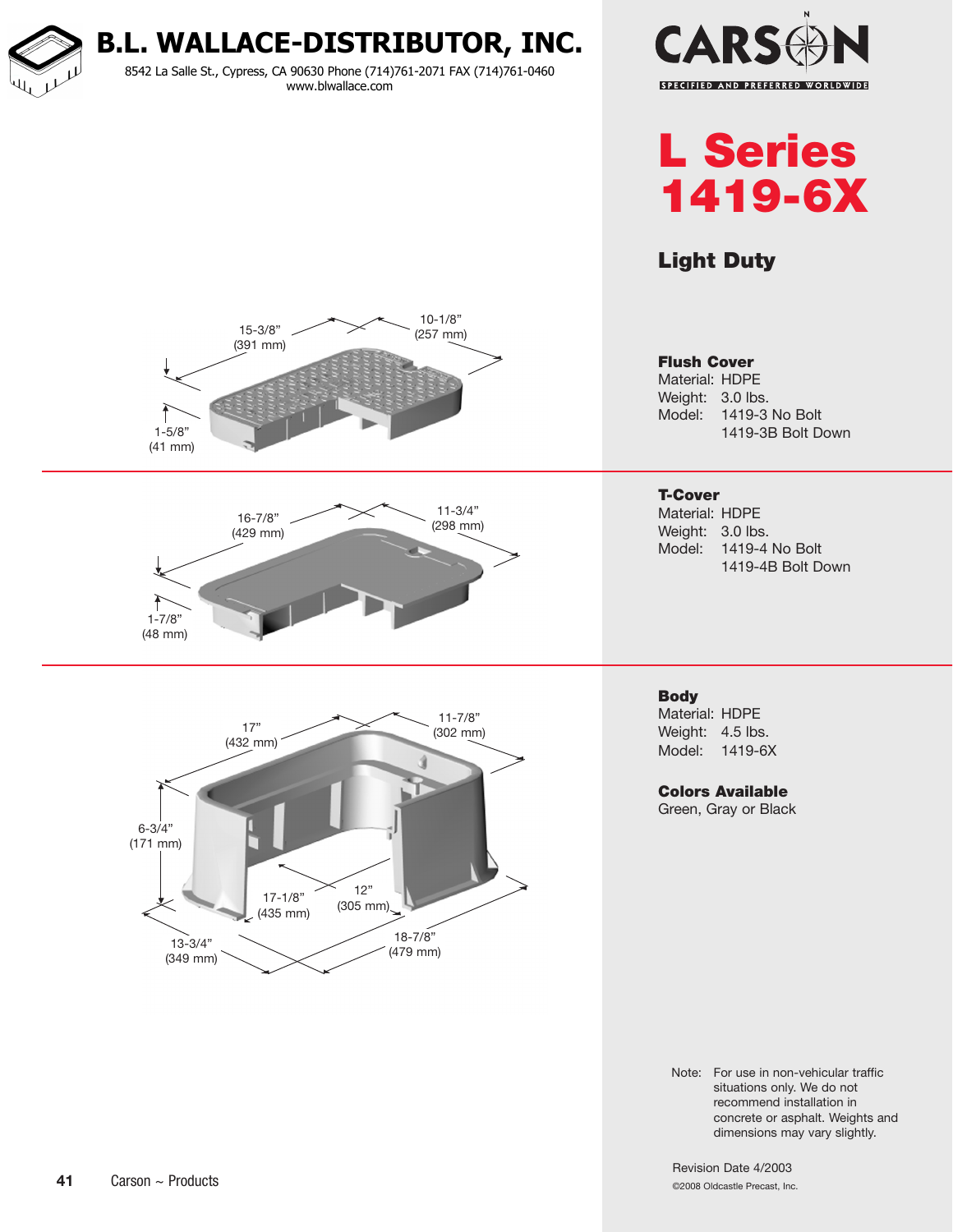# B.L. WALLACE-DISTRIBUTOR, INC.

8542 La Salle St., Cypress, CA 90630 Phone (714)761-2071 FAX (714)761-0460
www.blwallace.com

CARSON
SPECIFIED AND PREFERRED WORLDWIDE

# L Series 1419-6X

## Light Duty

15-3/8" (391 mm)
10-1/8" (257 mm)
1-5/8" (41 mm)

**Flush Cover**
Material: HDPE
Weight: 3.0 lbs.
Model: 1419-3 No Bolt
1419-3B Bolt Down

16-7/8" (429 mm)
11-3/4" (298 mm)
1-7/8" (48 mm)

**T-Cover**
Material: HDPE
Weight: 3.0 lbs.
Model: 1419-4 No Bolt
1419-4B Bolt Down

17" (432 mm)
11-7/8" (302 mm)
6-3/4" (171 mm)
17-1/8" (435 mm)
12" (305 mm)
13-3/4" (349 mm)
18-7/8" (479 mm)

**Body**
Material: HDPE
Weight: 4.5 lbs.
Model: 1419-6X

**Colors Available**
Green, Gray or Black

Note: For use in non-vehicular traffic situations only. We do not recommend installation in concrete or asphalt. Weights and dimensions may vary slightly.

Revision Date 4/2003

©2008 Oldcastle Precast, Inc.

Carson ~ Products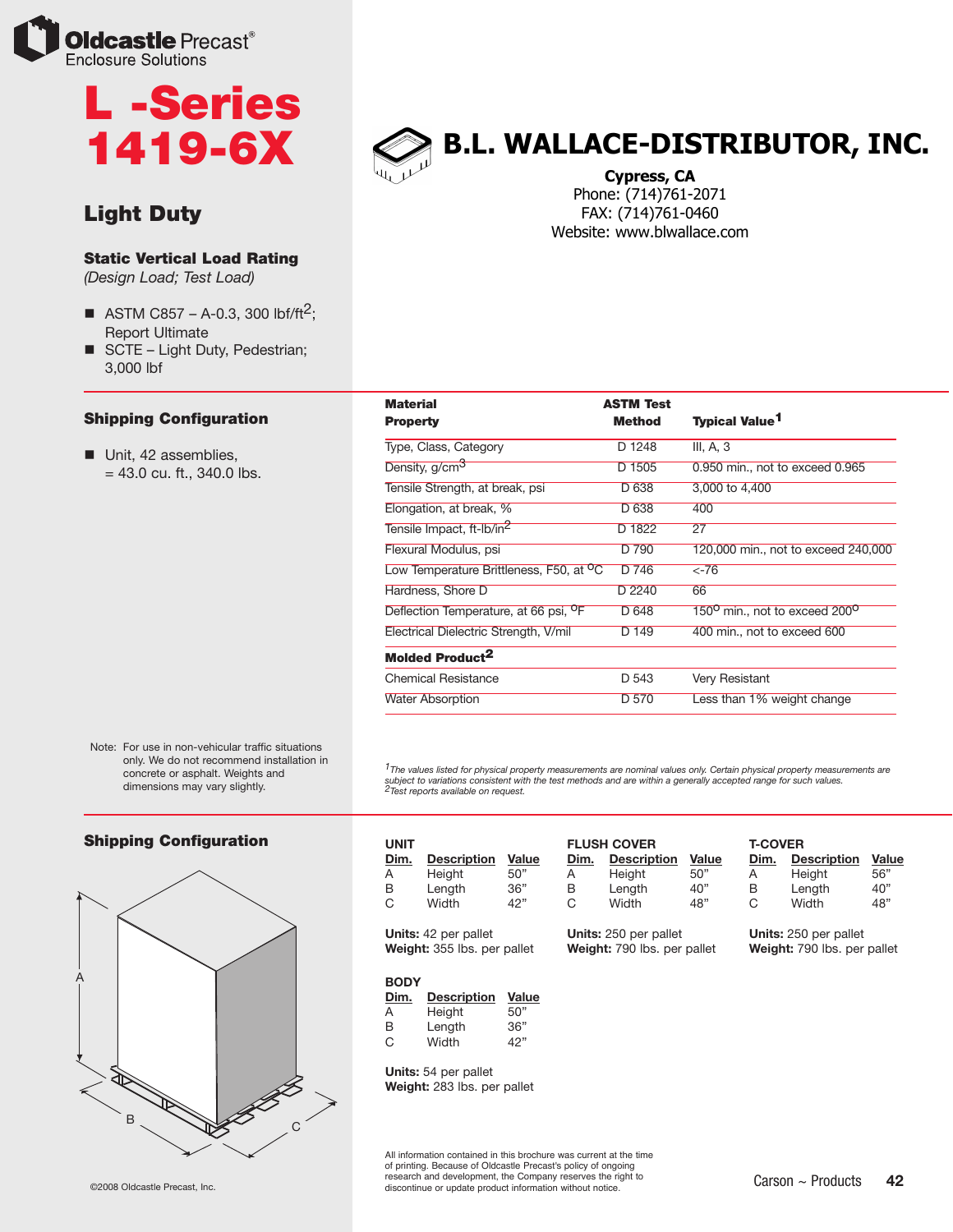Oldcastle Precast®
Enclosure Solutions

# L -Series 1419-6X

## Light Duty

### Static Vertical Load Rating

*(Design Load; Test Load)*

- ASTM C857 – A-0.3, 300 lbf/ft$^2$; Report Ultimate
- SCTE – Light Duty, Pedestrian; 3,000 lbf

### Shipping Configuration

- Unit, 42 assemblies, = 43.0 cu. ft., 340.0 lbs.

Note: For use in non-vehicular traffic situations only. We do not recommend installation in concrete or asphalt. Weights and dimensions may vary slightly.

# B.L. WALLACE-DISTRIBUTOR, INC.

**Cypress, CA**
Phone: (714)761-2071
FAX: (714)761-0460
Website: www.blwallace.com

| Material Property | ASTM Test Method | Typical Value[1] |
|---|---|---|
| Type, Class, Category | D 1248 | III, A, 3 |
| Density, g/cm$^3$ | D 1505 | 0.950 min., not to exceed 0.965 |
| Tensile Strength, at break, psi | D 638 | 3,000 to 4,400 |
| Elongation, at break, % | D 638 | 400 |
| Tensile Impact, ft-lb/in$^2$ | D 1822 | 27 |
| Flexural Modulus, psi | D 790 | 120,000 min., not to exceed 240,000 |
| Low Temperature Brittleness, F50, at °C | D 746 | <-76 |
| Hardness, Shore D | D 2240 | 66 |
| Deflection Temperature, at 66 psi, °F | D 648 | 150° min., not to exceed 200° |
| Electrical Dielectric Strength, V/mil | D 149 | 400 min., not to exceed 600 |
| **Molded Product[2]** | | |
| Chemical Resistance | D 543 | Very Resistant |
| Water Absorption | D 570 | Less than 1% weight change |

*[1]The values listed for physical property measurements are nominal values only. Certain physical property measurements are subject to variations consistent with the test methods and are within a generally accepted range for such values.*
*[2]Test reports available on request.*

### Shipping Configuration

A
B
C

**UNIT**

| Dim. | Description | Value |
|---|---|---|
| A | Height | 50” |
| B | Length | 36” |
| C | Width | 42” |

**Units:** 42 per pallet
**Weight:** 355 lbs. per pallet

**FLUSH COVER**

| Dim. | Description | Value |
|---|---|---|
| A | Height | 50” |
| B | Length | 40” |
| C | Width | 48” |

**Units:** 250 per pallet
**Weight:** 790 lbs. per pallet

**T-COVER**

| Dim. | Description | Value |
|---|---|---|
| A | Height | 56” |
| B | Length | 40” |
| C | Width | 48” |

**Units:** 250 per pallet
**Weight:** 790 lbs. per pallet

**BODY**

| Dim. | Description | Value |
|---|---|---|
| A | Height | 50” |
| B | Length | 36” |
| C | Width | 42” |

**Units:** 54 per pallet
**Weight:** 283 lbs. per pallet

©2008 Oldcastle Precast, Inc.

All information contained in this brochure was current at the time of printing. Because of Oldcastle Precast's policy of ongoing research and development, the Company reserves the right to discontinue or update product information without notice.

Carson ~ Products